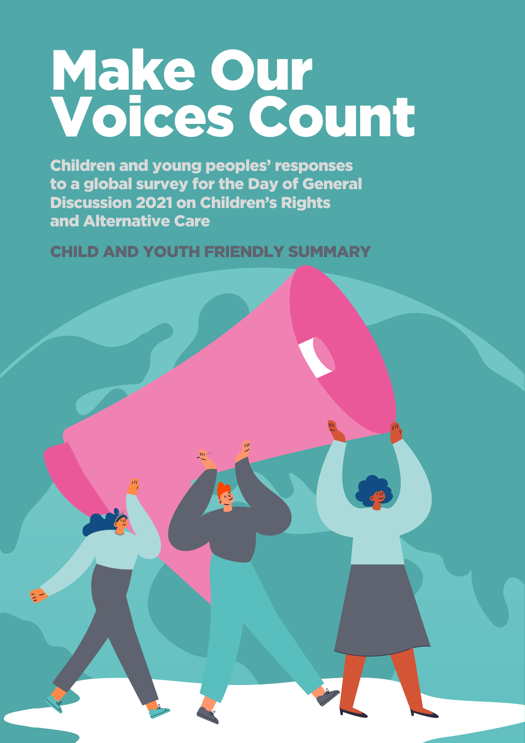# Make Our Voices Count

## Children and young peoples' responses to a global survey for the Day of General Discussion 2021 on Children's Rights and Alternative Care

### CHILD AND YOUTH FRIENDLY SUMMARY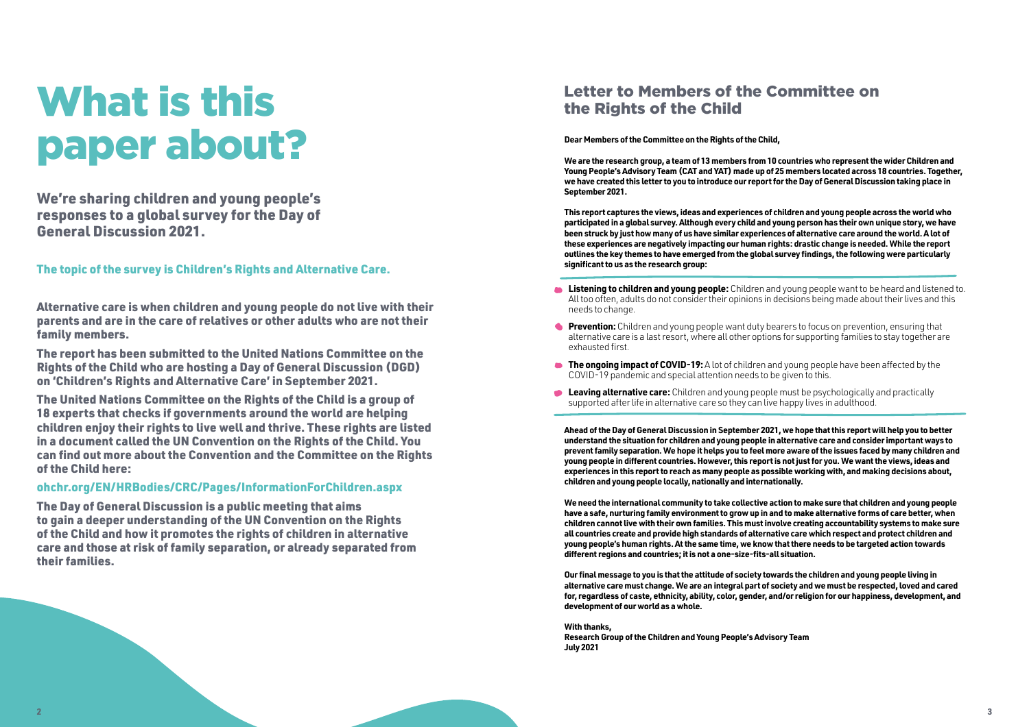# What is this paper about?

## We're sharing children and young people's responses to a global survey for the Day of General Discussion 2021.

### The topic of the survey is Children's Rights and Alternative Care.

**Alternative care is when children and young people do not live with their parents and are in the care of relatives or other adults who are not their family members.**

**The report has been submitted to the United Nations Committee on the Rights of the Child who are hosting a Day of General Discussion (DGD) on 'Children's Rights and Alternative Care' in September 2021.**

**The United Nations Committee on the Rights of the Child is a group of 18 experts that checks if governments around the world are helping children enjoy their rights to live well and thrive. These rights are listed in a document called the UN Convention on the Rights of the Child. You can find out more about the Convention and the Committee on the Rights of the Child here:**

**ohchr.org/EN/HRBodies/CRC/Pages/InformationForChildren.aspx**

**The Day of General Discussion is a public meeting that aims to gain a deeper understanding of the UN Convention on the Rights of the Child and how it promotes the rights of children in alternative care and those at risk of family separation, or already separated from their families.**

## Letter to Members of the Committee on the Rights of the Child

**Dear Members of the Committee on the Rights of the Child,**

**We are the research group, a team of 13 members from 10 countries who represent the wider Children and Young People's Advisory Team (CAT and YAT) made up of 25 members located across 18 countries. Together, we have created this letter to you to introduce our report for the Day of General Discussion taking place in September 2021.**

**This report captures the views, ideas and experiences of children and young people across the world who participated in a global survey. Although every child and young person has their own unique story, we have been struck by just how many of us have similar experiences of alternative care around the world. A lot of these experiences are negatively impacting our human rights: drastic change is needed. While the report outlines the key themes to have emerged from the global survey findings, the following were particularly significant to us as the research group:**

- **Listening to children and young people:** Children and young people want to be heard and listened to. All too often, adults do not consider their opinions in decisions being made about their lives and this needs to change.
- **Prevention:** Children and young people want duty bearers to focus on prevention, ensuring that alternative care is a last resort, where all other options for supporting families to stay together are exhausted first.
- **The ongoing impact of COVID-19:** A lot of children and young people have been affected by the COVID-19 pandemic and special attention needs to be given to this.
- **Leaving alternative care:** Children and young people must be psychologically and practically supported after life in alternative care so they can live happy lives in adulthood.

**Ahead of the Day of General Discussion in September 2021, we hope that this report will help you to better understand the situation for children and young people in alternative care and consider important ways to prevent family separation. We hope it helps you to feel more aware of the issues faced by many children and young people in different countries. However, this report is not just for you. We want the views, ideas and experiences in this report to reach as many people as possible working with, and making decisions about, children and young people locally, nationally and internationally.**

**We need the international community to take collective action to make sure that children and young people have a safe, nurturing family environment to grow up in and to make alternative forms of care better, when children cannot live with their own families. This must involve creating accountability systems to make sure all countries create and provide high standards of alternative care which respect and protect children and young people's human rights. At the same time, we know that there needs to be targeted action towards different regions and countries; it is not a one-size-fits-all situation.**

**Our final message to you is that the attitude of society towards the children and young people living in alternative care must change. We are an integral part of society and we must be respected, loved and cared for, regardless of caste, ethnicity, ability, color, gender, and/or religion for our happiness, development, and development of our world as a whole.**

**With thanks,**
**Research Group of the Children and Young People's Advisory Team**
**July 2021**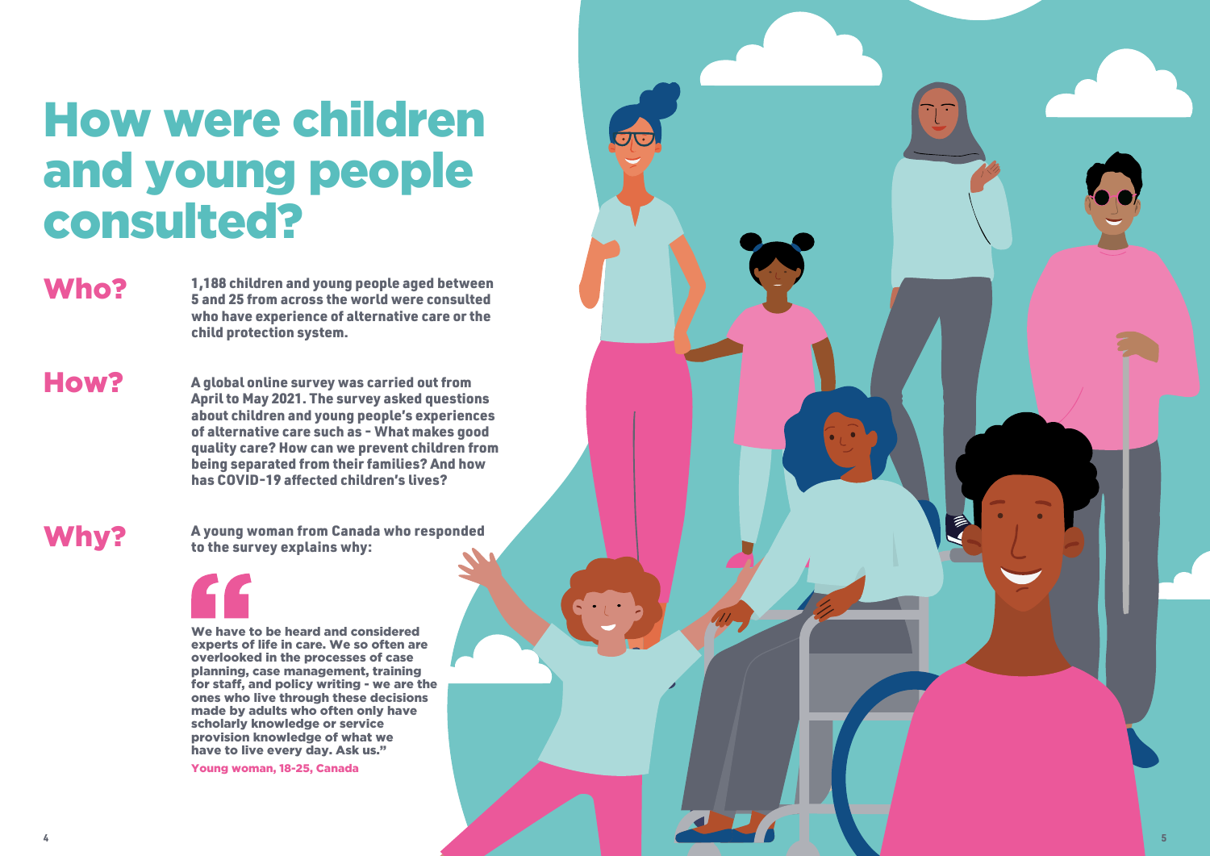# How were children and young people consulted?

## Who?

**1,188 children and young people aged between 5 and 25 from across the world were consulted who have experience of alternative care or the child protection system.**

## How?

**A global online survey was carried out from April to May 2021. The survey asked questions about children and young people's experiences of alternative care such as - What makes good quality care? How can we prevent children from being separated from their families? And how has COVID-19 affected children's lives?**

## Why?

**A young woman from Canada who responded to the survey explains why:**

> **We have to be heard and considered experts of life in care. We so often are overlooked in the processes of case planning, case management, training for staff, and policy writing - we are the ones who live through these decisions made by adults who often only have scholarly knowledge or service provision knowledge of what we have to live every day. Ask us."**
>
> **Young woman, 18-25, Canada**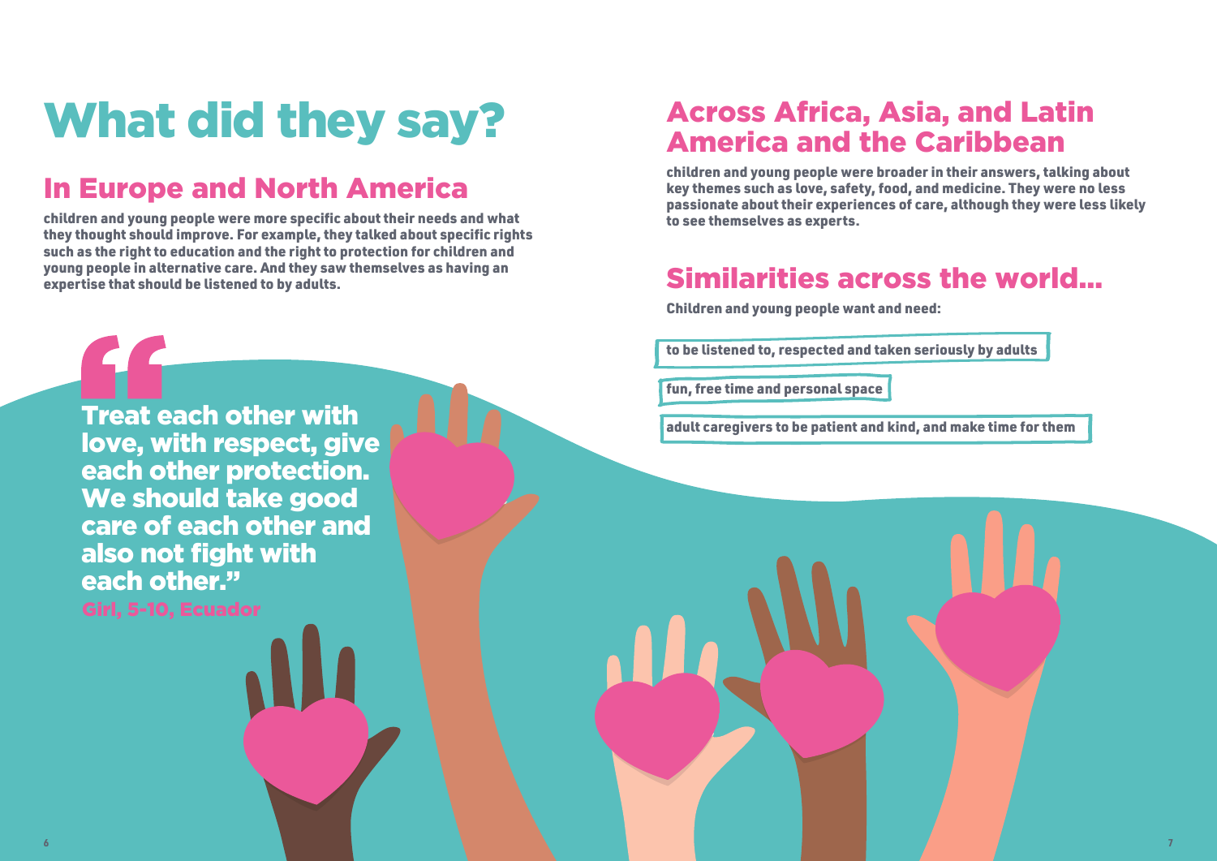# What did they say?

## In Europe and North America

**children and young people were more specific about their needs and what they thought should improve. For example, they talked about specific rights such as the right to education and the right to protection for children and young people in alternative care. And they saw themselves as having an expertise that should be listened to by adults.**

> **"Treat each other with love, with respect, give each other protection. We should take good care of each other and also not fight with each other."**
>
> Girl, 5-10, Ecuador

## Across Africa, Asia, and Latin America and the Caribbean

**children and young people were broader in their answers, talking about key themes such as love, safety, food, and medicine. They were no less passionate about their experiences of care, although they were less likely to see themselves as experts.**

## Similarities across the world...

**Children and young people want and need:**

- **to be listened to, respected and taken seriously by adults**
- **fun, free time and personal space**
- **adult caregivers to be patient and kind, and make time for them**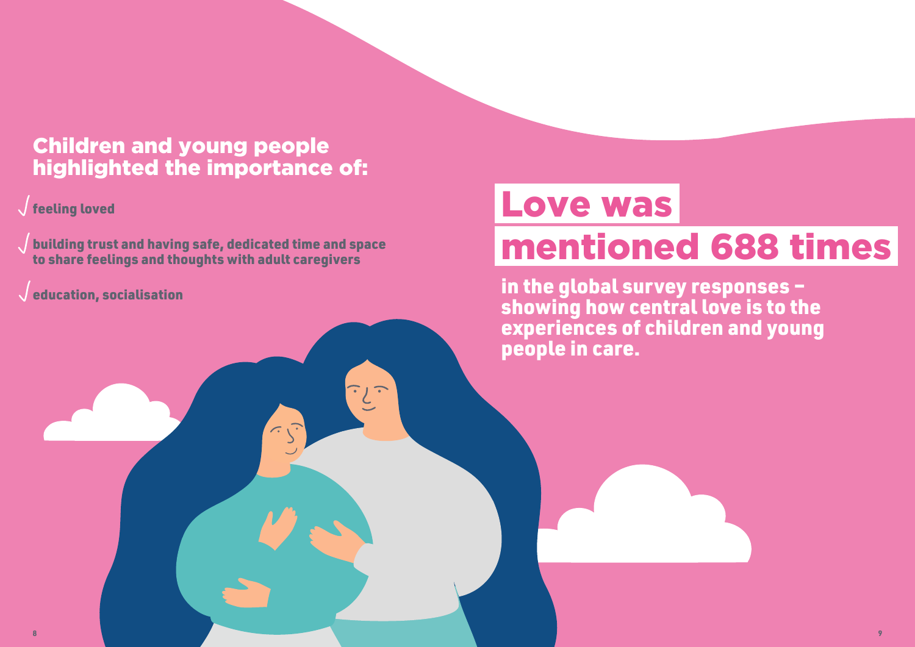## Children and young people highlighted the importance of:

- feeling loved
- building trust and having safe, dedicated time and space to share feelings and thoughts with adult caregivers
- education, socialisation

# Love was mentioned 688 times

**in the global survey responses – showing how central love is to the experiences of children and young people in care.**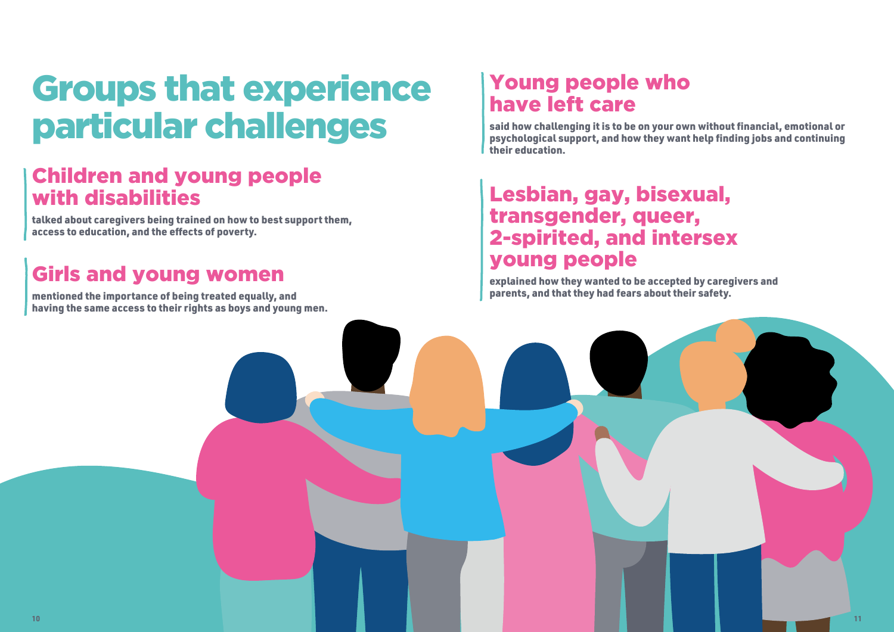# Groups that experience particular challenges

## Children and young people with disabilities

**talked about caregivers being trained on how to best support them, access to education, and the effects of poverty.**

## Girls and young women

**mentioned the importance of being treated equally, and having the same access to their rights as boys and young men.**

## Young people who have left care

**said how challenging it is to be on your own without financial, emotional or psychological support, and how they want help finding jobs and continuing their education.**

## Lesbian, gay, bisexual, transgender, queer, 2-spirited, and intersex young people

**explained how they wanted to be accepted by caregivers and parents, and that they had fears about their safety.**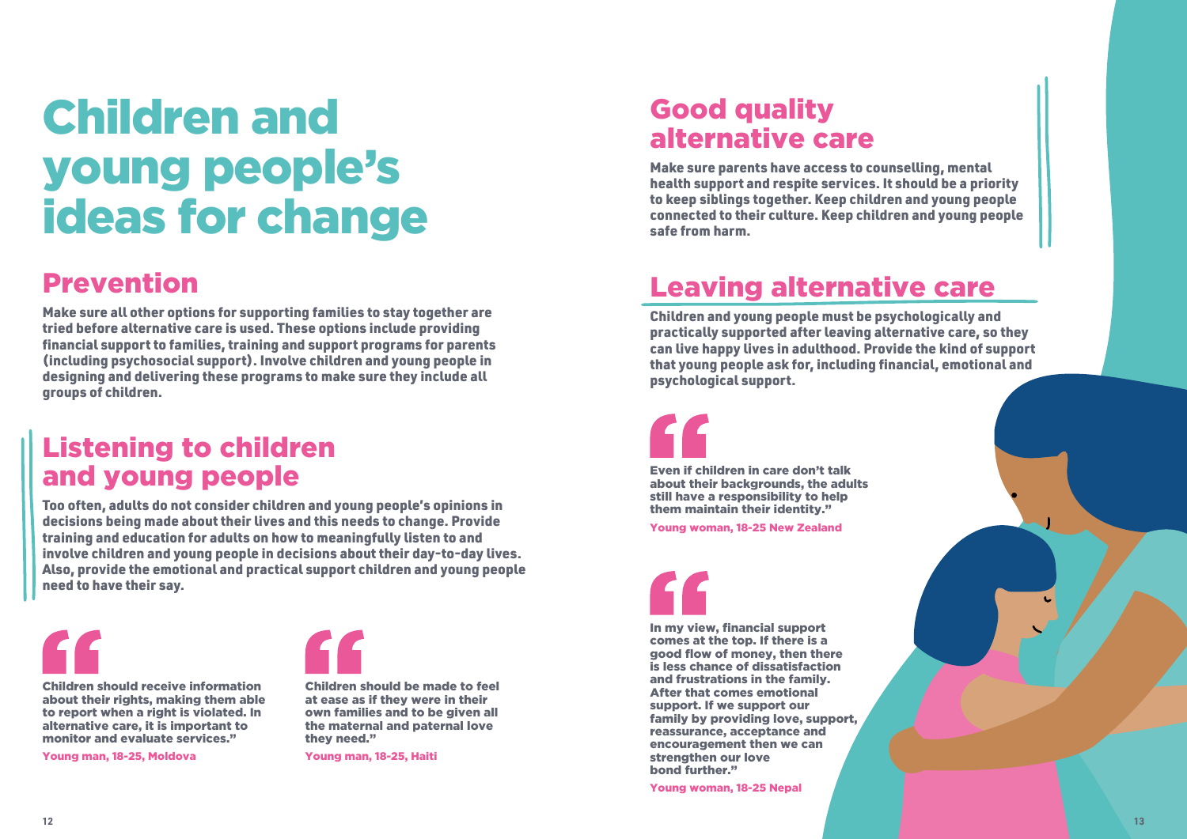# Children and young people's ideas for change

## Prevention

**Make sure all other options for supporting families to stay together are tried before alternative care is used. These options include providing financial support to families, training and support programs for parents (including psychosocial support). Involve children and young people in designing and delivering these programs to make sure they include all groups of children.**

## Listening to children and young people

**Too often, adults do not consider children and young people's opinions in decisions being made about their lives and this needs to change. Provide training and education for adults on how to meaningfully listen to and involve children and young people in decisions about their day-to-day lives. Also, provide the emotional and practical support children and young people need to have their say.**

> **Children should receive information about their rights, making them able to report when a right is violated. In alternative care, it is important to monitor and evaluate services."**
>
> **Young man, 18-25, Moldova**

> **Children should be made to feel at ease as if they were in their own families and to be given all the maternal and paternal love they need."**
>
> **Young man, 18-25, Haiti**

## Good quality alternative care

**Make sure parents have access to counselling, mental health support and respite services. It should be a priority to keep siblings together. Keep children and young people connected to their culture. Keep children and young people safe from harm.**

## Leaving alternative care

**Children and young people must be psychologically and practically supported after leaving alternative care, so they can live happy lives in adulthood. Provide the kind of support that young people ask for, including financial, emotional and psychological support.**

> **Even if children in care don't talk about their backgrounds, the adults still have a responsibility to help them maintain their identity."**
>
> **Young woman, 18-25 New Zealand**

> **In my view, financial support comes at the top. If there is a good flow of money, then there is less chance of dissatisfaction and frustrations in the family. After that comes emotional support. If we support our family by providing love, support, reassurance, acceptance and encouragement then we can strengthen our love bond further."**
>
> **Young woman, 18-25 Nepal**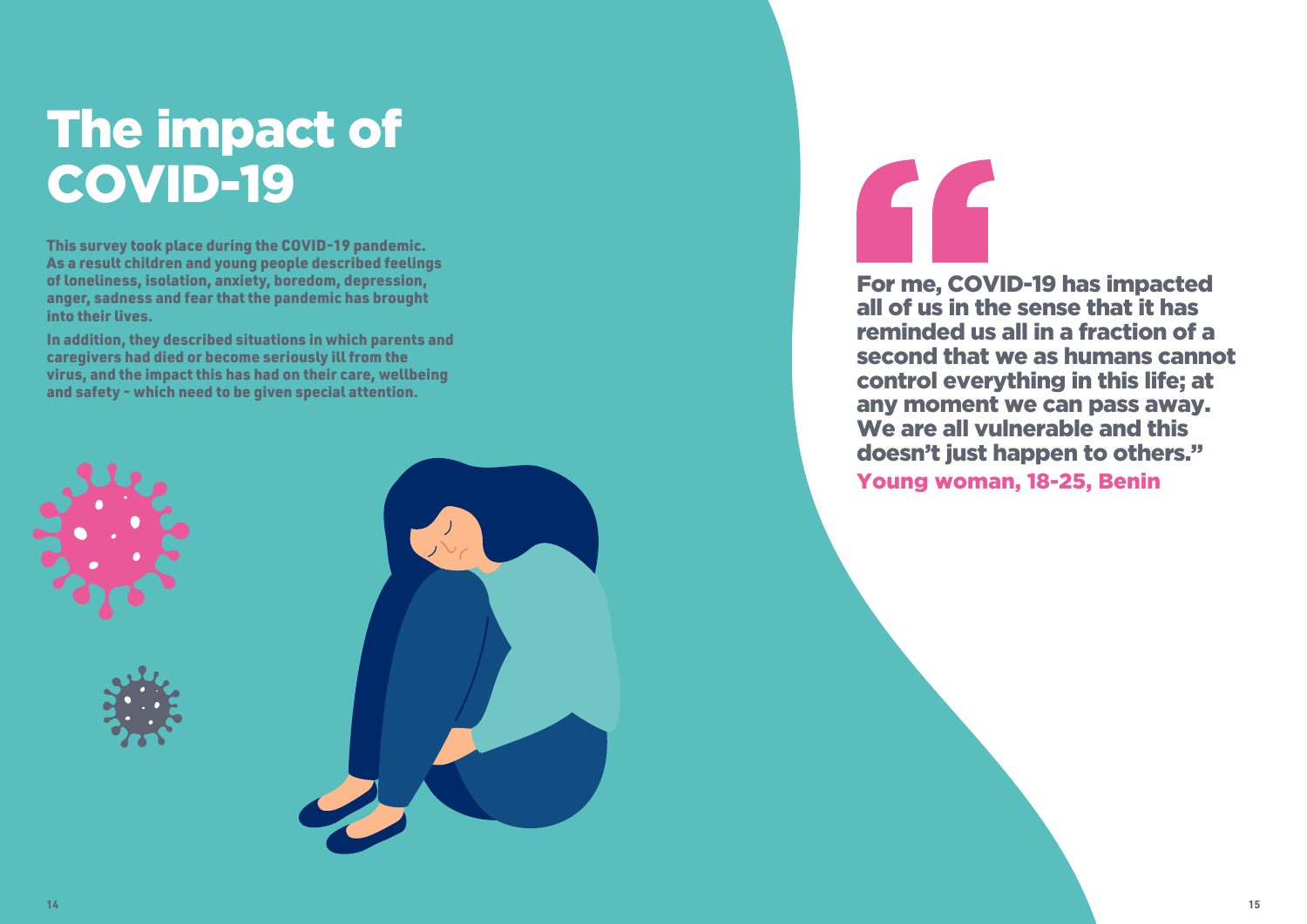# The impact of COVID-19

**This survey took place during the COVID-19 pandemic. As a result children and young people described feelings of loneliness, isolation, anxiety, boredom, depression, anger, sadness and fear that the pandemic has brought into their lives.**

**In addition, they described situations in which parents and caregivers had died or become seriously ill from the virus, and the impact this has had on their care, wellbeing and safety – which need to be given special attention.**

> **"For me, COVID-19 has impacted all of us in the sense that it has reminded us all in a fraction of a second that we as humans cannot control everything in this life; at any moment we can pass away. We are all vulnerable and this doesn't just happen to others."**
>
> **Young woman, 18-25, Benin**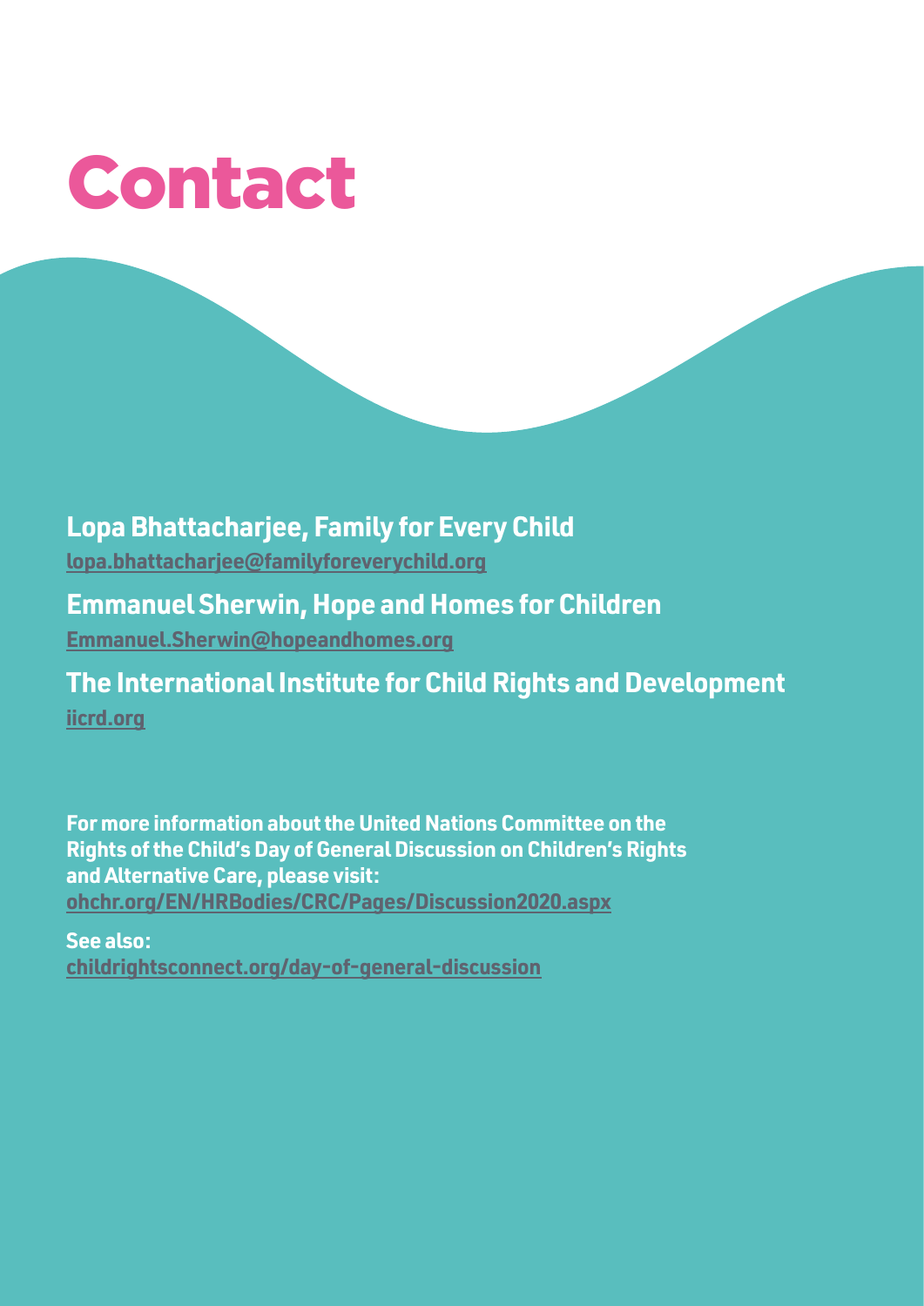# Contact

**Lopa Bhattacharjee, Family for Every Child**

lopa.bhattacharjee@familyforeverychild.org

**Emmanuel Sherwin, Hope and Homes for Children**

Emmanuel.Sherwin@hopeandhomes.org

**The International Institute for Child Rights and Development**

iicrd.org

**For more information about the United Nations Committee on the Rights of the Child's Day of General Discussion on Children's Rights and Alternative Care, please visit:**

ohchr.org/EN/HRBodies/CRC/Pages/Discussion2020.aspx

**See also:**

childrightsconnect.org/day-of-general-discussion